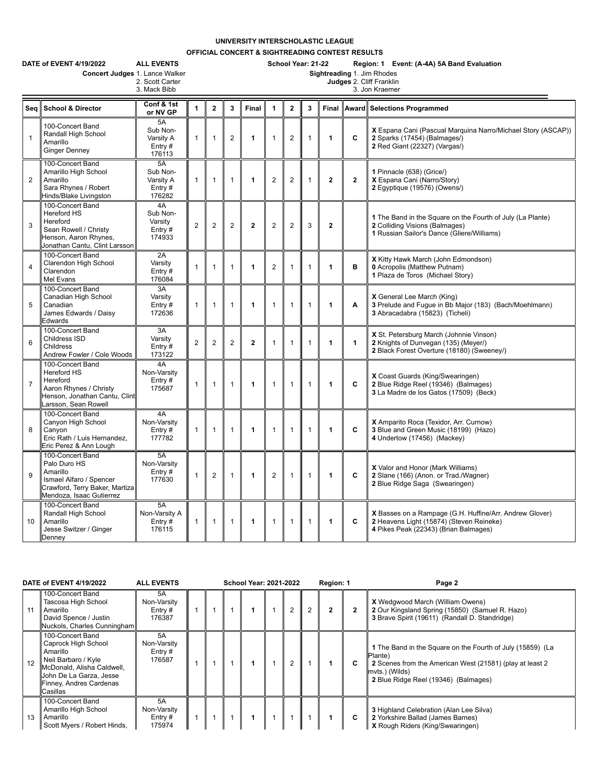# UNIVERSITY INTERSCHOLASTIC LEAGUE

## OFFICIAL CONCERT & SIGHTREADING CONTEST RESULTS

**DATE of EVENT 4/19/2022** **ALL EVENTS** **School Year: 21-22** **Region: 1** **Event: (A-4A) 5A Band Evaluation**

**Concert Judges** 1. Lance Walker 2. Scott Carter 3. Mack Bibb

**Sightreading Judges** 1. Jim Rhodes 2. Cliff Franklin 3. Jon Kraemer

| Seq | School & Director | Conf & 1st or NV GP | 1 | 2 | 3 | Final | 1 | 2 | 3 | Final | Award | Selections Programmed |
|---|---|---|---|---|---|---|---|---|---|---|---|---|
| 1 | 100-Concert Band Randall High School Amarillo Ginger Denney | 5A Sub Non-Varsity A Entry # 176113 | 1 | 1 | 2 | 1 | 1 | 2 | 1 | 1 | C | X Espana Cani (Pascual Marquina Narro/Michael Story (ASCAP)) 2 Sparks (17454) (Balmages/) 2 Red Giant (22327) (Vargas/) |
| 2 | 100-Concert Band Amarillo High School Amarillo Sara Rhynes / Robert Hinds/Blake Livingston | 5A Sub Non-Varsity A Entry # 176282 | 1 | 1 | 1 | 1 | 2 | 2 | 1 | 2 | 2 | 1 Pinnacle (638) (Grice/) X Espana Cani (Narro/Story) 2 Egyptique (19576) (Owens/) |
| 3 | 100-Concert Band Hereford HS Hereford Sean Rowell / Christy Henson, Aaron Rhynes, Jonathan Cantu, Clint Larsson | 4A Sub Non-Varsity Entry # 174933 | 2 | 2 | 2 | 2 | 2 | 2 | 3 | 2 | | 1 The Band in the Square on the Fourth of July (La Plante) 2 Colliding Visions (Balmages) 1 Russian Sailor's Dance (Gliere/Williams) |
| 4 | 100-Concert Band Clarendon High School Clarendon Mel Evans | 2A Varsity Entry # 176084 | 1 | 1 | 1 | 1 | 2 | 1 | 1 | 1 | B | X Kitty Hawk March (John Edmondson) 0 Acropolis (Matthew Putnam) 1 Plaza de Toros (Michael Story) |
| 5 | 100-Concert Band Canadian High School Canadian James Edwards / Daisy Edwards | 3A Varsity Entry # 172636 | 1 | 1 | 1 | 1 | 1 | 1 | 1 | 1 | A | X General Lee March (King) 3 Prelude and Fugue in Bb Major (183) (Bach/Moehlmann) 3 Abracadabra (15823) (Ticheli) |
| 6 | 100-Concert Band Childress ISD Childress Andrew Fowler / Cole Woods | 3A Varsity Entry # 173122 | 2 | 2 | 2 | 2 | 1 | 1 | 1 | 1 | 1 | X St. Petersburg March (Johnnie Vinson) 2 Knights of Dunvegan (135) (Meyer/) 2 Black Forest Overture (18180) (Sweeney/) |
| 7 | 100-Concert Band Hereford HS Hereford Aaron Rhynes / Christy Henson, Jonathan Cantu, Clint Larsson, Sean Rowell | 4A Non-Varsity Entry # 175687 | 1 | 1 | 1 | 1 | 1 | 1 | 1 | 1 | C | X Coast Guards (King/Swearingen) 2 Blue Ridge Reel (19346) (Balmages) 3 La Madre de los Gatos (17509) (Beck) |
| 8 | 100-Concert Band Canyon High School Canyon Eric Rath / Luis Hernandez, Eric Perez & Ann Lough | 4A Non-Varsity Entry # 177782 | 1 | 1 | 1 | 1 | 1 | 1 | 1 | 1 | C | X Amparito Roca (Texidor, Arr. Curnow) 3 Blue and Green Music (18199) (Hazo) 4 Undertow (17456) (Mackey) |
| 9 | 100-Concert Band Palo Duro HS Amarillo Ismael Alfaro / Spencer Crawford, Terry Baker, Martiza Mendoza, Isaac Gutierrez | 5A Non-Varsity Entry # 177630 | 1 | 2 | 1 | 1 | 2 | 1 | 1 | 1 | C | X Valor and Honor (Mark Williams) 2 Slane (166) (Anon. or Trad./Wagner) 2 Blue Ridge Saga (Swearingen) |
| 10 | 100-Concert Band Randall High School Amarillo Jesse Switzer / Ginger Denney | 5A Non-Varsity A Entry # 176115 | 1 | 1 | 1 | 1 | 1 | 1 | 1 | 1 | C | X Basses on a Rampage (G.H. Huffine/Arr. Andrew Glover) 2 Heavens Light (15874) (Steven Reineke) 4 Pikes Peak (22343) (Brian Balmages) |

**DATE of EVENT 4/19/2022** **ALL EVENTS** **School Year: 2021-2022** **Region: 1**

| Seq | School & Director | Conf & 1st or NV GP | 1 | 2 | 3 | Final | 1 | 2 | 3 | Final | Award | Selections Programmed |
|---|---|---|---|---|---|---|---|---|---|---|---|---|
| 11 | 100-Concert Band Tascosa High School Amarillo David Spence / Justin Nuckols, Charles Cunningham | 5A Non-Varsity Entry # 176387 | 1 | 1 | 1 | 1 | 1 | 2 | 2 | 2 | 2 | X Wedgwood March (William Owens) 2 Our Kingsland Spring (15850) (Samuel R. Hazo) 3 Brave Spirit (19611) (Randall D. Standridge) |
| 12 | 100-Concert Band Caprock High School Amarillo Neil Barbaro / Kyle McDonald, Alisha Caldwell, John De La Garza, Jesse Finney, Andres Cardenas Casillas | 5A Non-Varsity Entry # 176587 | 1 | 1 | 1 | 1 | 1 | 2 | 1 | 1 | C | 1 The Band in the Square on the Fourth of July (15859) (La Plante) 2 Scenes from the American West (21581) (play at least 2 mvts.) (Wilds) 2 Blue Ridge Reel (19346) (Balmages) |
| 13 | 100-Concert Band Amarillo High School Amarillo Scott Myers / Robert Hinds, | 5A Non-Varsity Entry # 175974 | 1 | 1 | 1 | 1 | 1 | 1 | 1 | 1 | C | 3 Highland Celebration (Alan Lee Silva) 2 Yorkshire Ballad (James Barnes) X Rough Riders (King/Swearingen) |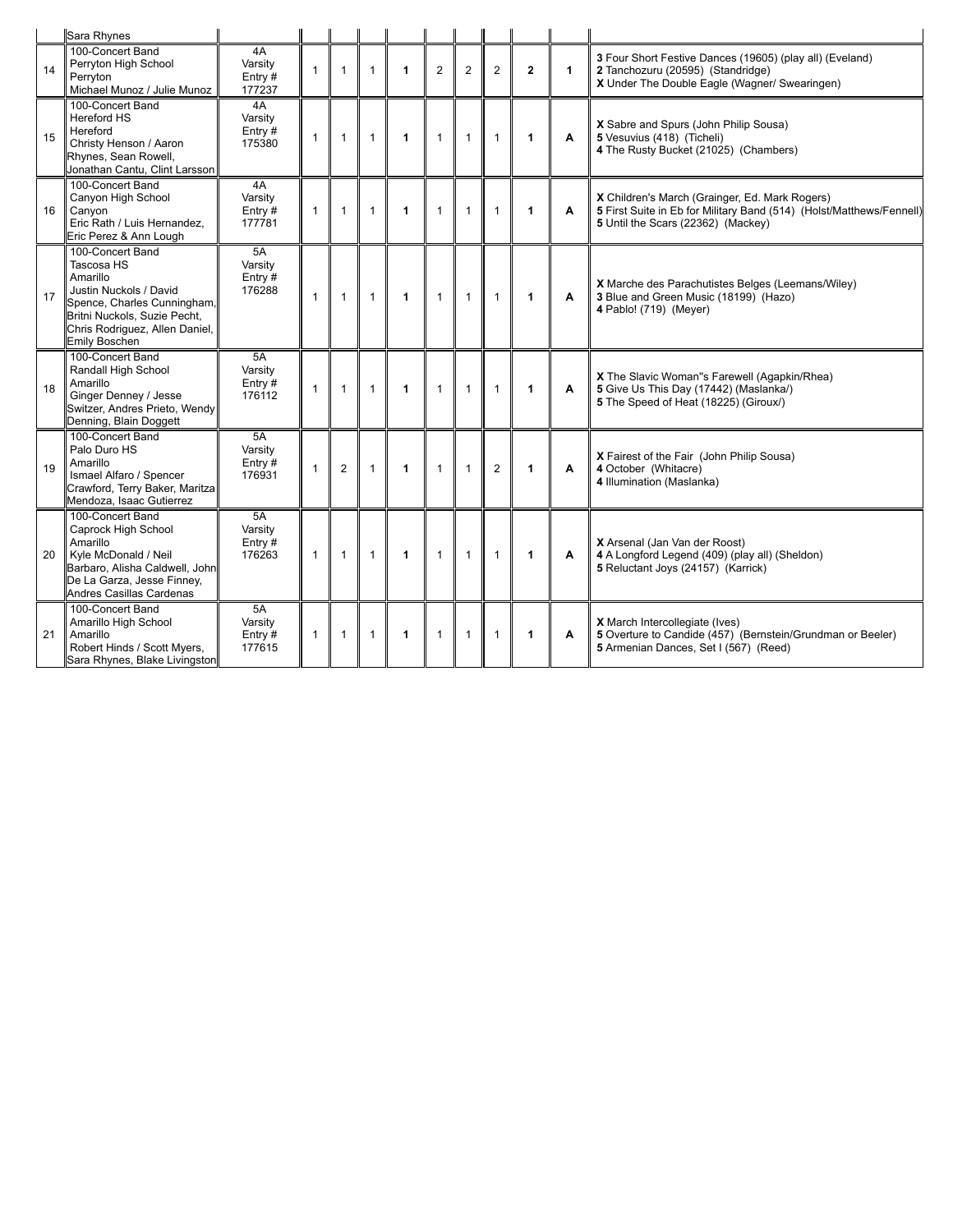| | | | | | | | | | | | | |
|---|---|---|---|---|---|---|---|---|---|---|---|---|
| | Sara Rhynes | | | | | | | | | | | |
| 14 | 100-Concert Band<br>Perryton High School<br>Perryton<br>Michael Munoz / Julie Munoz | 4A<br>Varsity<br>Entry #<br>177237 | 1 | 1 | 1 | **1** | 2 | 2 | 2 | **2** | **1** | **3** Four Short Festive Dances (19605) (play all) (Eveland)<br>**2** Tanchozuru (20595) (Standridge)<br>**X** Under The Double Eagle (Wagner/ Swearingen) |
| 15 | 100-Concert Band<br>Hereford HS<br>Hereford<br>Christy Henson / Aaron Rhynes, Sean Rowell, Jonathan Cantu, Clint Larsson | 4A<br>Varsity<br>Entry #<br>175380 | 1 | 1 | 1 | **1** | 1 | 1 | 1 | **1** | **A** | **X** Sabre and Spurs (John Philip Sousa)<br>**5** Vesuvius (418) (Ticheli)<br>**4** The Rusty Bucket (21025) (Chambers) |
| 16 | 100-Concert Band<br>Canyon High School<br>Canyon<br>Eric Rath / Luis Hernandez, Eric Perez & Ann Lough | 4A<br>Varsity<br>Entry #<br>177781 | 1 | 1 | 1 | **1** | 1 | 1 | 1 | **1** | **A** | **X** Children's March (Grainger, Ed. Mark Rogers)<br>**5** First Suite in Eb for Military Band (514) (Holst/Matthews/Fennell)<br>**5** Until the Scars (22362) (Mackey) |
| 17 | 100-Concert Band<br>Tascosa HS<br>Amarillo<br>Justin Nuckols / David Spence, Charles Cunningham, Britni Nuckols, Suzie Pecht, Chris Rodriguez, Allen Daniel, Emily Boschen | 5A<br>Varsity<br>Entry #<br>176288 | 1 | 1 | 1 | **1** | 1 | 1 | 1 | **1** | **A** | **X** Marche des Parachutistes Belges (Leemans/Wiley)<br>**3** Blue and Green Music (18199) (Hazo)<br>**4** Pablo! (719) (Meyer) |
| 18 | 100-Concert Band<br>Randall High School<br>Amarillo<br>Ginger Denney / Jesse Switzer, Andres Prieto, Wendy Denning, Blain Doggett | 5A<br>Varsity<br>Entry #<br>176112 | 1 | 1 | 1 | **1** | 1 | 1 | 1 | **1** | **A** | **X** The Slavic Woman''s Farewell (Agapkin/Rhea)<br>**5** Give Us This Day (17442) (Maslanka/)<br>**5** The Speed of Heat (18225) (Giroux/) |
| 19 | 100-Concert Band<br>Palo Duro HS<br>Amarillo<br>Ismael Alfaro / Spencer Crawford, Terry Baker, Maritza Mendoza, Isaac Gutierrez | 5A<br>Varsity<br>Entry #<br>176931 | 1 | 2 | 1 | **1** | 1 | 1 | 2 | **1** | **A** | **X** Fairest of the Fair (John Philip Sousa)<br>**4** October (Whitacre)<br>**4** Illumination (Maslanka) |
| 20 | 100-Concert Band<br>Caprock High School<br>Amarillo<br>Kyle McDonald / Neil Barbaro, Alisha Caldwell, John De La Garza, Jesse Finney, Andres Casillas Cardenas | 5A<br>Varsity<br>Entry #<br>176263 | 1 | 1 | 1 | **1** | 1 | 1 | 1 | **1** | **A** | **X** Arsenal (Jan Van der Roost)<br>**4** A Longford Legend (409) (play all) (Sheldon)<br>**5** Reluctant Joys (24157) (Karrick) |
| 21 | 100-Concert Band<br>Amarillo High School<br>Amarillo<br>Robert Hinds / Scott Myers, Sara Rhynes, Blake Livingston | 5A<br>Varsity<br>Entry #<br>177615 | 1 | 1 | 1 | **1** | 1 | 1 | 1 | **1** | **A** | **X** March Intercollegiate (Ives)<br>**5** Overture to Candide (457) (Bernstein/Grundman or Beeler)<br>**5** Armenian Dances, Set I (567) (Reed) |